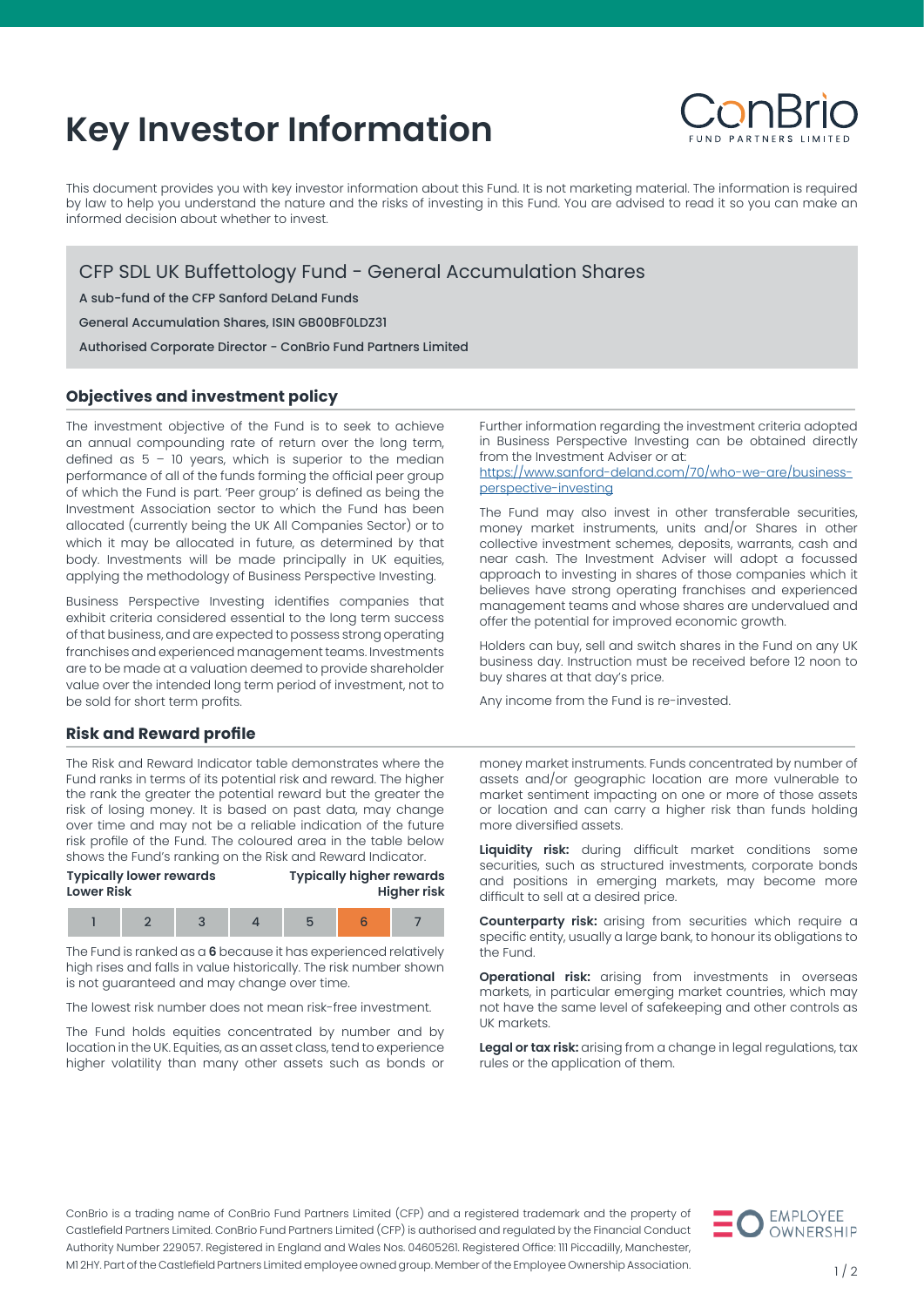# Key Investor Information

This document provides you with key investor information about this Fund. It is not marketing material. The information is required by law to help you understand the nature and the risks of investing in this Fund. You are advised to read it so you can make an informed decision about whether to invest.

## CFP SDL UK Buffettology Fund - General Accumulation Shares

**A sub-fund of the CFP Sanford DeLand Funds**

**General Accumulation Shares, ISIN GB00BF0LDZ31**

**Authorised Corporate Director - ConBrio Fund Partners Limited**

### Objectives and investment policy

The investment objective of the Fund is to seek to achieve an annual compounding rate of return over the long term, defined as 5 – 10 years, which is superior to the median performance of all of the funds forming the official peer group of which the Fund is part. 'Peer group' is defined as being the Investment Association sector to which the Fund has been allocated (currently being the UK All Companies Sector) or to which it may be allocated in future, as determined by that body. Investments will be made principally in UK equities, applying the methodology of Business Perspective Investing.

Business Perspective Investing identifies companies that exhibit criteria considered essential to the long term success of that business, and are expected to possess strong operating franchises and experienced management teams. Investments are to be made at a valuation deemed to provide shareholder value over the intended long term period of investment, not to be sold for short term profits.

Further information regarding the investment criteria adopted in Business Perspective Investing can be obtained directly from the Investment Adviser or at: https://www.sanford-deland.com/70/who-we-are/business-perspective-investing

The Fund may also invest in other transferable securities, money market instruments, units and/or Shares in other collective investment schemes, deposits, warrants, cash and near cash. The Investment Adviser will adopt a focussed approach to investing in shares of those companies which it believes have strong operating franchises and experienced management teams and whose shares are undervalued and offer the potential for improved economic growth.

Holders can buy, sell and switch shares in the Fund on any UK business day. Instruction must be received before 12 noon to buy shares at that day's price.

Any income from the Fund is re-invested.

### Risk and Reward profile

The Risk and Reward Indicator table demonstrates where the Fund ranks in terms of its potential risk and reward. The higher the rank the greater the potential reward but the greater the risk of losing money. It is based on past data, may change over time and may not be a reliable indication of the future risk profile of the Fund. The coloured area in the table below shows the Fund's ranking on the Risk and Reward Indicator.

**Typically lower rewards** / **Lower Risk** — **Typically higher rewards** / **Higher risk**

| 1 | 2 | 3 | 4 | 5 | **6** | 7 |
|---|---|---|---|---|---|---|

The Fund is ranked as a **6** because it has experienced relatively high rises and falls in value historically. The risk number shown is not guaranteed and may change over time.

The lowest risk number does not mean risk-free investment.

The Fund holds equities concentrated by number and by location in the UK. Equities, as an asset class, tend to experience higher volatility than many other assets such as bonds or money market instruments. Funds concentrated by number of assets and/or geographic location are more vulnerable to market sentiment impacting on one or more of those assets or location and can carry a higher risk than funds holding more diversified assets.

**Liquidity risk:** during difficult market conditions some securities, such as structured investments, corporate bonds and positions in emerging markets, may become more difficult to sell at a desired price.

**Counterparty risk:** arising from securities which require a specific entity, usually a large bank, to honour its obligations to the Fund.

**Operational risk:** arising from investments in overseas markets, in particular emerging market countries, which may not have the same level of safekeeping and other controls as UK markets.

**Legal or tax risk:** arising from a change in legal regulations, tax rules or the application of them.

ConBrio is a trading name of ConBrio Fund Partners Limited (CFP) and a registered trademark and the property of Castlefield Partners Limited. ConBrio Fund Partners Limited (CFP) is authorised and regulated by the Financial Conduct Authority FRN 229057. Registered in England and Wales Nos. 04605261. Registered Office: 111 Piccadilly, Manchester, M1 2HY. Part of the Castlefield Partners Limited employee owned group. Member of the Employee Ownership Association.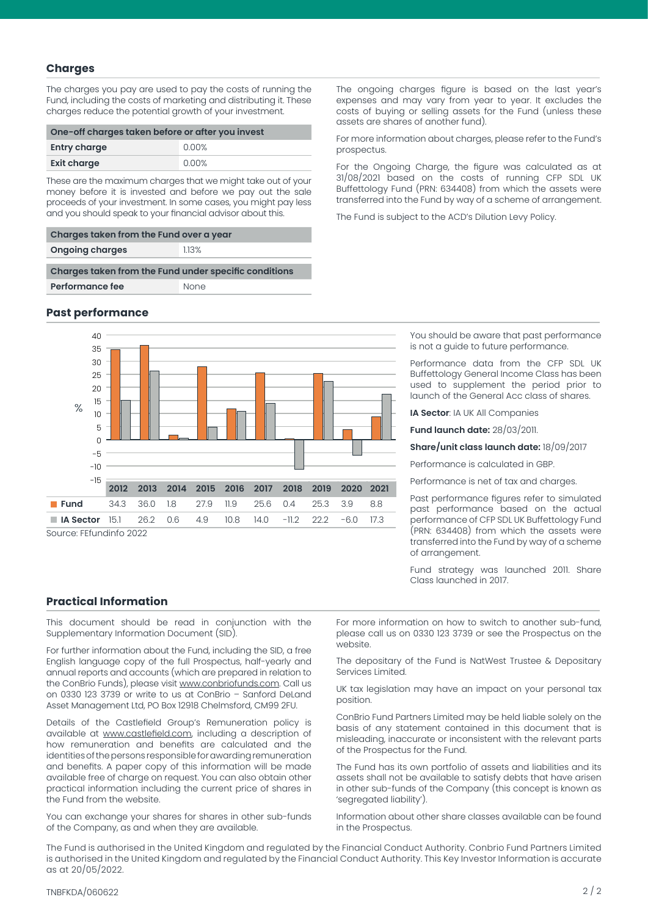## Charges

The charges you pay are used to pay the costs of running the Fund, including the costs of marketing and distributing it. These charges reduce the potential growth of your investment.

| One-off charges taken before or after you invest | |
|---|---|
| **Entry charge** | 0.00% |
| **Exit charge** | 0.00% |

These are the maximum charges that we might take out of your money before it is invested and before we pay out the sale proceeds of your investment. In some cases, you might pay less and you should speak to your financial advisor about this.

| Charges taken from the Fund over a year | |
|---|---|
| **Ongoing charges** | 1.13% |

| Charges taken from the Fund under specific conditions | |
|---|---|
| **Performance fee** | None |

The ongoing charges figure is based on the last year's expenses and may vary from year to year. It excludes the costs of buying or selling assets for the Fund (unless these assets are shares of another fund).

For more information about charges, please refer to the Fund's prospectus.

For the Ongoing Charge, the figure was calculated as at 31/08/2021 based on the costs of running CFP SDL UK Buffettology Fund (PRN: 634408) from which the assets were transferred into the Fund by way of a scheme of arrangement.

The Fund is subject to the ACD's Dilution Levy Policy.

## Past performance

%

40
35
30
25
20
15
10
5
0
-5
-10
-15

| | 2012 | 2013 | 2014 | 2015 | 2016 | 2017 | 2018 | 2019 | 2020 | 2021 |
|---|---|---|---|---|---|---|---|---|---|---|
| **Fund** | 34.3 | 36.0 | 1.8 | 27.9 | 11.9 | 25.6 | 0.4 | 25.3 | 3.9 | 8.8 |
| **IA Sector** | 15.1 | 26.2 | 0.6 | 4.9 | 10.8 | 14.0 | −11.2 | 22.2 | −6.0 | 17.3 |

Source: FEfundinfo 2022

You should be aware that past performance is not a guide to future performance.

Performance data from the CFP SDL UK Buffettology General Income Class has been used to supplement the period prior to launch of the General Acc class of shares.

**IA Sector**: IA UK All Companies

**Fund launch date:** 28/03/2011.

**Share/unit class launch date:** 18/09/2017

Performance is calculated in GBP.

Performance is net of tax and charges.

Past performance figures refer to simulated past performance based on the actual performance of CFP SDL UK Buffettology Fund (PRN: 634408) from which the assets were transferred into the Fund by way of a scheme of arrangement.

Fund strategy was launched 2011. Share Class launched in 2017.

## Practical Information

This document should be read in conjunction with the Supplementary Information Document (SID).

For further information about the Fund, including the SID, a free English language copy of the full Prospectus, half-yearly and annual reports and accounts (which are prepared in relation to the ConBrio Funds), please visit www.conbriofunds.com. Call us on 0330 123 3739 or write to us at ConBrio – Sanford DeLand Asset Management Ltd, PO Box 12918 Chelmsford, CM99 2FU.

Details of the Castlefield Group's Remuneration policy is available at www.castlefield.com, including a description of how remuneration and benefits are calculated and the identities of the persons responsible for awarding remuneration and benefits. A paper copy of this information will be made available free of charge on request. You can also obtain other practical information including the current price of shares in the Fund from the website.

You can exchange your shares for shares in other sub-funds of the Company, as and when they are available.

For more information on how to switch to another sub-fund, please call us on 0330 123 3739 or see the Prospectus on the website.

The depositary of the Fund is NatWest Trustee & Depositary Services Limited.

UK tax legislation may have an impact on your personal tax position.

ConBrio Fund Partners Limited may be held liable solely on the basis of any statement contained in this document that is misleading, inaccurate or inconsistent with the relevant parts of the Prospectus for the Fund.

The Fund has its own portfolio of assets and liabilities and its assets shall not be available to satisfy debts that have arisen in other sub-funds of the Company (this concept is known as 'segregated liability').

Information about other share classes available can be found in the Prospectus.

The Fund is authorised in the United Kingdom and regulated by the Financial Conduct Authority. Conbrio Fund Partners Limited is authorised in the United Kingdom and regulated by the Financial Conduct Authority. This Key Investor Information is accurate as at 20/05/2022.